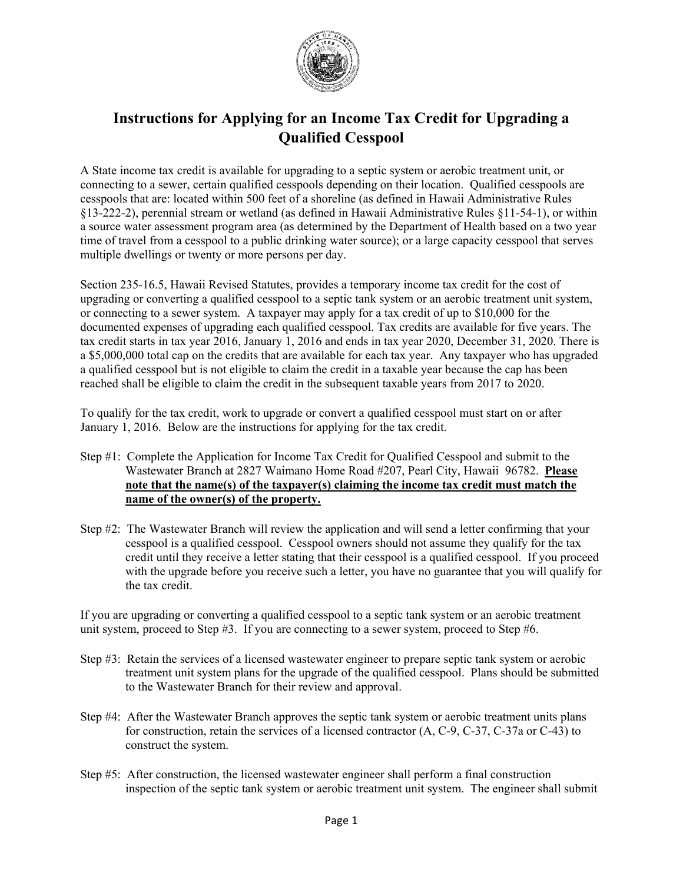# Instructions for Applying for an Income Tax Credit for Upgrading a Qualified Cesspool

A State income tax credit is available for upgrading to a septic system or aerobic treatment unit, or connecting to a sewer, certain qualified cesspools depending on their location. Qualified cesspools are cesspools that are: located within 500 feet of a shoreline (as defined in Hawaii Administrative Rules §13-222-2), perennial stream or wetland (as defined in Hawaii Administrative Rules §11-54-1), or within a source water assessment program area (as determined by the Department of Health based on a two year time of travel from a cesspool to a public drinking water source); or a large capacity cesspool that serves multiple dwellings or twenty or more persons per day.

Section 235-16.5, Hawaii Revised Statutes, provides a temporary income tax credit for the cost of upgrading or converting a qualified cesspool to a septic tank system or an aerobic treatment unit system, or connecting to a sewer system. A taxpayer may apply for a tax credit of up to $10,000 for the documented expenses of upgrading each qualified cesspool. Tax credits are available for five years. The tax credit starts in tax year 2016, January 1, 2016 and ends in tax year 2020, December 31, 2020. There is a $5,000,000 total cap on the credits that are available for each tax year. Any taxpayer who has upgraded a qualified cesspool but is not eligible to claim the credit in a taxable year because the cap has been reached shall be eligible to claim the credit in the subsequent taxable years from 2017 to 2020.

To qualify for the tax credit, work to upgrade or convert a qualified cesspool must start on or after January 1, 2016. Below are the instructions for applying for the tax credit.

Step #1: Complete the Application for Income Tax Credit for Qualified Cesspool and submit to the Wastewater Branch at 2827 Waimano Home Road #207, Pearl City, Hawaii 96782. **Please note that the name(s) of the taxpayer(s) claiming the income tax credit must match the name of the owner(s) of the property.**

Step #2: The Wastewater Branch will review the application and will send a letter confirming that your cesspool is a qualified cesspool. Cesspool owners should not assume they qualify for the tax credit until they receive a letter stating that their cesspool is a qualified cesspool. If you proceed with the upgrade before you receive such a letter, you have no guarantee that you will qualify for the tax credit.

If you are upgrading or converting a qualified cesspool to a septic tank system or an aerobic treatment unit system, proceed to Step #3. If you are connecting to a sewer system, proceed to Step #6.

Step #3: Retain the services of a licensed wastewater engineer to prepare septic tank system or aerobic treatment unit system plans for the upgrade of the qualified cesspool. Plans should be submitted to the Wastewater Branch for their review and approval.

Step #4: After the Wastewater Branch approves the septic tank system or aerobic treatment units plans for construction, retain the services of a licensed contractor (A, C-9, C-37, C-37a or C-43) to construct the system.

Step #5: After construction, the licensed wastewater engineer shall perform a final construction inspection of the septic tank system or aerobic treatment unit system. The engineer shall submit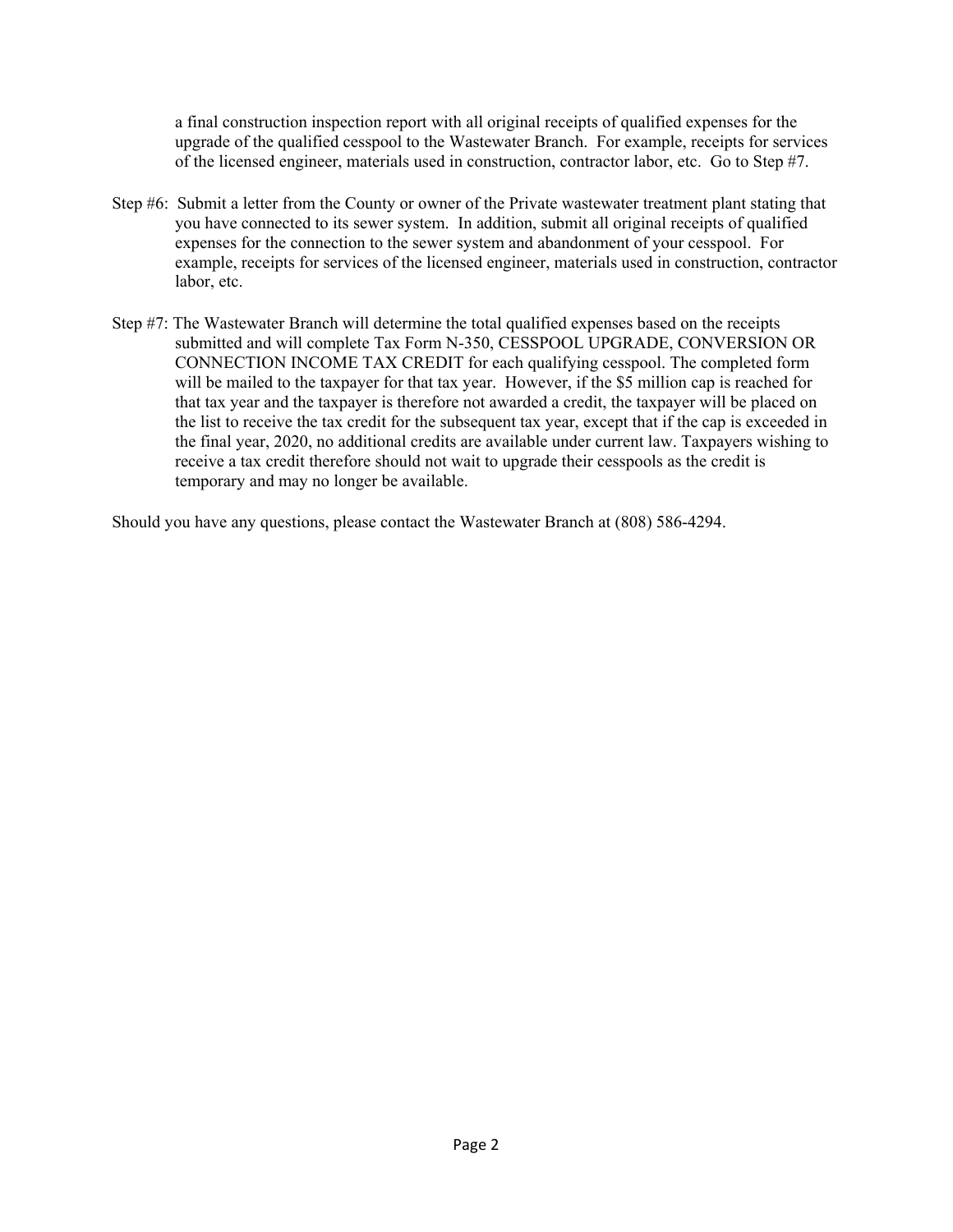a final construction inspection report with all original receipts of qualified expenses for the upgrade of the qualified cesspool to the Wastewater Branch. For example, receipts for services of the licensed engineer, materials used in construction, contractor labor, etc. Go to Step #7.

Step #6: Submit a letter from the County or owner of the Private wastewater treatment plant stating that you have connected to its sewer system. In addition, submit all original receipts of qualified expenses for the connection to the sewer system and abandonment of your cesspool. For example, receipts for services of the licensed engineer, materials used in construction, contractor labor, etc.

Step #7: The Wastewater Branch will determine the total qualified expenses based on the receipts submitted and will complete Tax Form N-350, CESSPOOL UPGRADE, CONVERSION OR CONNECTION INCOME TAX CREDIT for each qualifying cesspool. The completed form will be mailed to the taxpayer for that tax year. However, if the $5 million cap is reached for that tax year and the taxpayer is therefore not awarded a credit, the taxpayer will be placed on the list to receive the tax credit for the subsequent tax year, except that if the cap is exceeded in the final year, 2020, no additional credits are available under current law. Taxpayers wishing to receive a tax credit therefore should not wait to upgrade their cesspools as the credit is temporary and may no longer be available.

Should you have any questions, please contact the Wastewater Branch at (808) 586-4294.